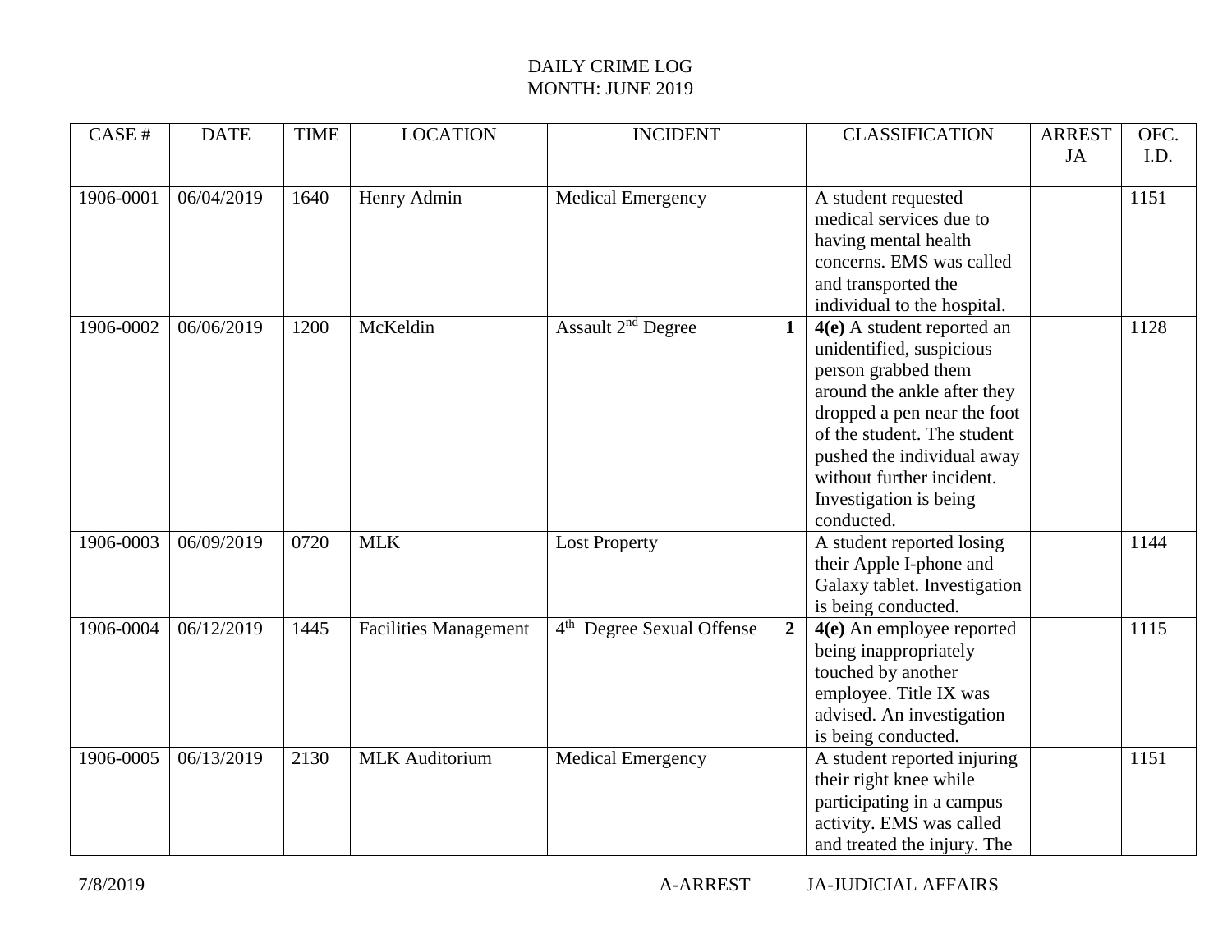DAILY CRIME LOG
MONTH: JUNE 2019

| CASE # | DATE | TIME | LOCATION | INCIDENT | CLASSIFICATION | ARREST JA | OFC. I.D. |
|---|---|---|---|---|---|---|---|
| 1906-0001 | 06/04/2019 | 1640 | Henry Admin | Medical Emergency | A student requested medical services due to having mental health concerns. EMS was called and transported the individual to the hospital. | | 1151 |
| 1906-0002 | 06/06/2019 | 1200 | McKeldin | Assault 2nd Degree **1** | **4(e)** A student reported an unidentified, suspicious person grabbed them around the ankle after they dropped a pen near the foot of the student. The student pushed the individual away without further incident. Investigation is being conducted. | | 1128 |
| 1906-0003 | 06/09/2019 | 0720 | MLK | Lost Property | A student reported losing their Apple I-phone and Galaxy tablet. Investigation is being conducted. | | 1144 |
| 1906-0004 | 06/12/2019 | 1445 | Facilities Management | 4th Degree Sexual Offense **2** | **4(e)** An employee reported being inappropriately touched by another employee. Title IX was advised. An investigation is being conducted. | | 1115 |
| 1906-0005 | 06/13/2019 | 2130 | MLK Auditorium | Medical Emergency | A student reported injuring their right knee while participating in a campus activity. EMS was called and treated the injury. The | | 1151 |

7/8/2019 A-ARREST JA-JUDICIAL AFFAIRS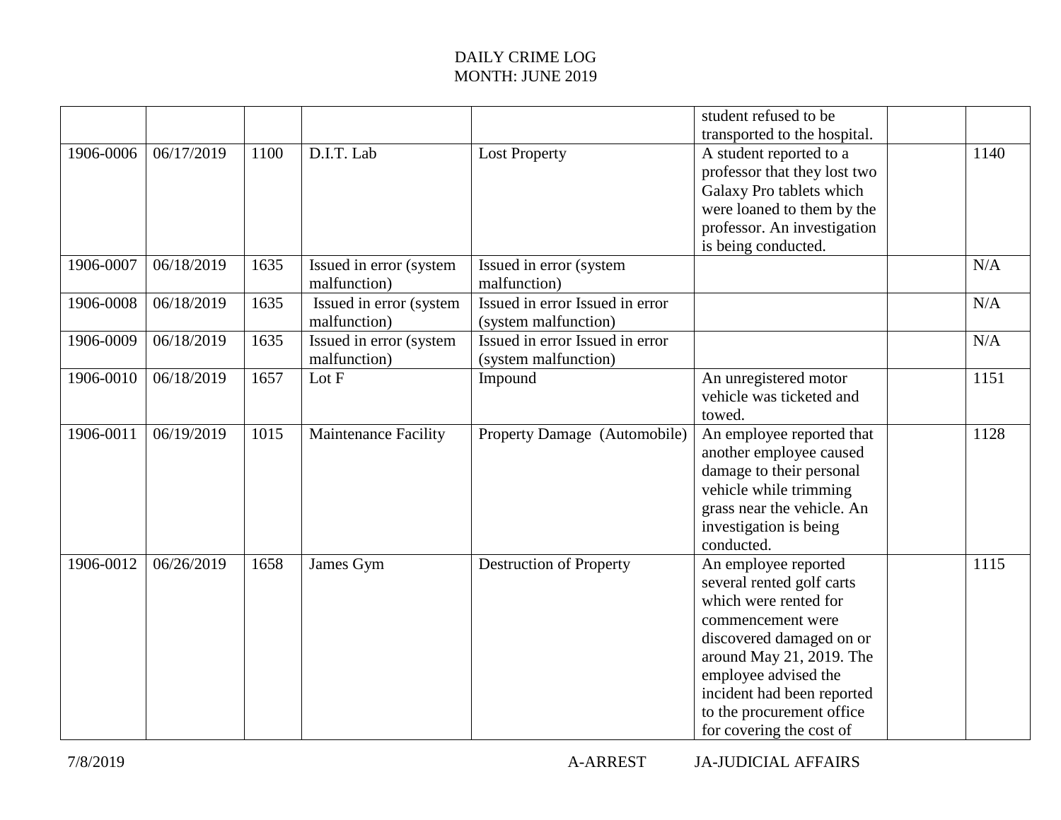DAILY CRIME LOG
MONTH: JUNE 2019

| | | | | | | | |
|---|---|---|---|---|---|---|---|
| | | | | | student refused to be transported to the hospital. | | |
| 1906-0006 | 06/17/2019 | 1100 | D.I.T. Lab | Lost Property | A student reported to a professor that they lost two Galaxy Pro tablets which were loaned to them by the professor. An investigation is being conducted. | | 1140 |
| 1906-0007 | 06/18/2019 | 1635 | Issued in error (system malfunction) | Issued in error (system malfunction) | | | N/A |
| 1906-0008 | 06/18/2019 | 1635 | Issued in error (system malfunction) | Issued in error Issued in error (system malfunction) | | | N/A |
| 1906-0009 | 06/18/2019 | 1635 | Issued in error (system malfunction) | Issued in error Issued in error (system malfunction) | | | N/A |
| 1906-0010 | 06/18/2019 | 1657 | Lot F | Impound | An unregistered motor vehicle was ticketed and towed. | | 1151 |
| 1906-0011 | 06/19/2019 | 1015 | Maintenance Facility | Property Damage (Automobile) | An employee reported that another employee caused damage to their personal vehicle while trimming grass near the vehicle. An investigation is being conducted. | | 1128 |
| 1906-0012 | 06/26/2019 | 1658 | James Gym | Destruction of Property | An employee reported several rented golf carts which were rented for commencement were discovered damaged on or around May 21, 2019. The employee advised the incident had been reported to the procurement office for covering the cost of | | 1115 |

7/8/2019 A-ARREST JA-JUDICIAL AFFAIRS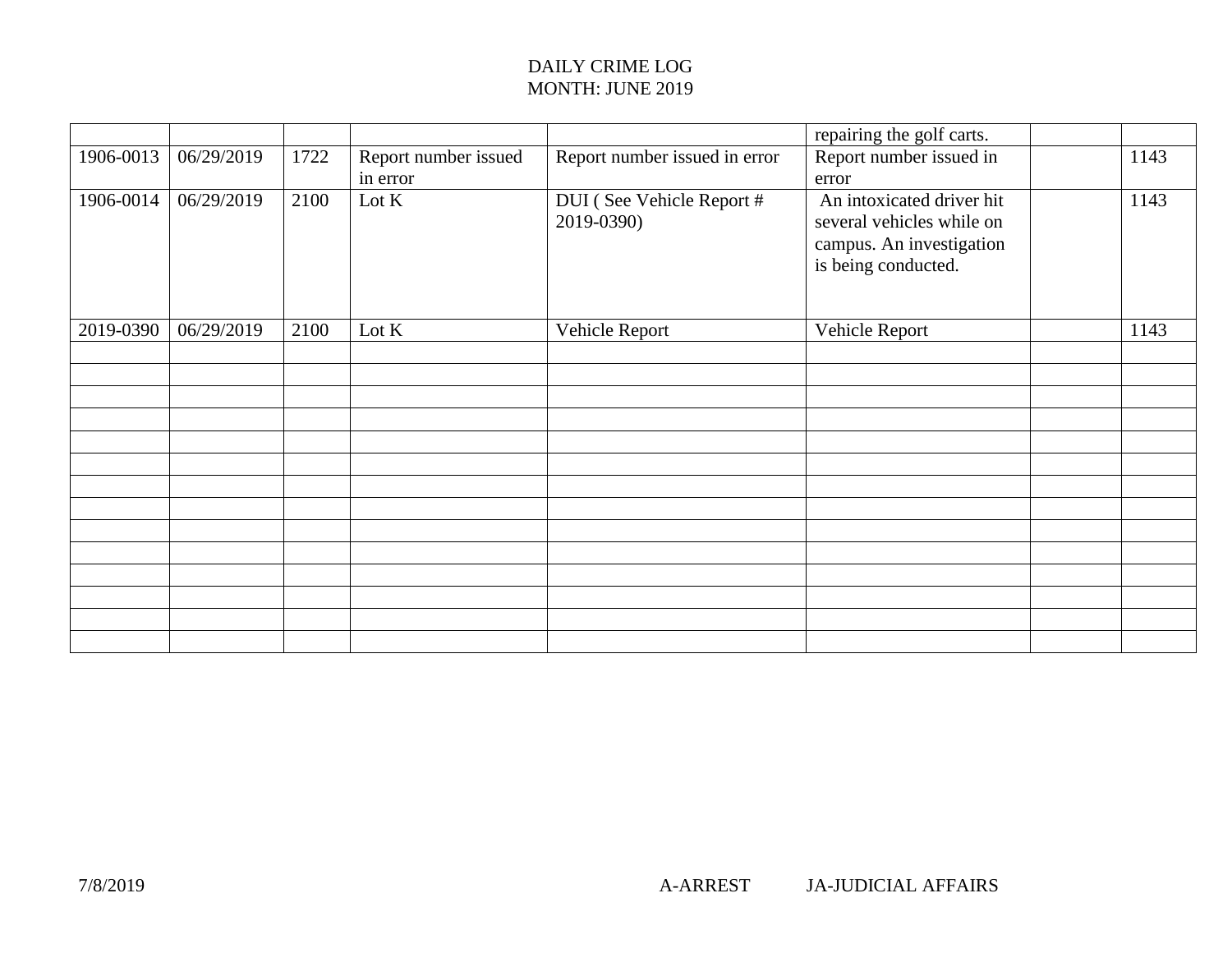DAILY CRIME LOG
MONTH: JUNE 2019

| | | | | | | | |
|---|---|---|---|---|---|---|---|
| | | | | | repairing the golf carts. | | |
| 1906-0013 | 06/29/2019 | 1722 | Report number issued in error | Report number issued in error | Report number issued in error | | 1143 |
| 1906-0014 | 06/29/2019 | 2100 | Lot K | DUI ( See Vehicle Report # 2019-0390) | An intoxicated driver hit several vehicles while on campus. An investigation is being conducted. | | 1143 |
| 2019-0390 | 06/29/2019 | 2100 | Lot K | Vehicle Report | Vehicle Report | | 1143 |
| | | | | | | | |
| | | | | | | | |
| | | | | | | | |
| | | | | | | | |
| | | | | | | | |
| | | | | | | | |
| | | | | | | | |
| | | | | | | | |
| | | | | | | | |
| | | | | | | | |
| | | | | | | | |
| | | | | | | | |
| | | | | | | | |
| | | | | | | | |

7/8/2019 A-ARREST JA-JUDICIAL AFFAIRS